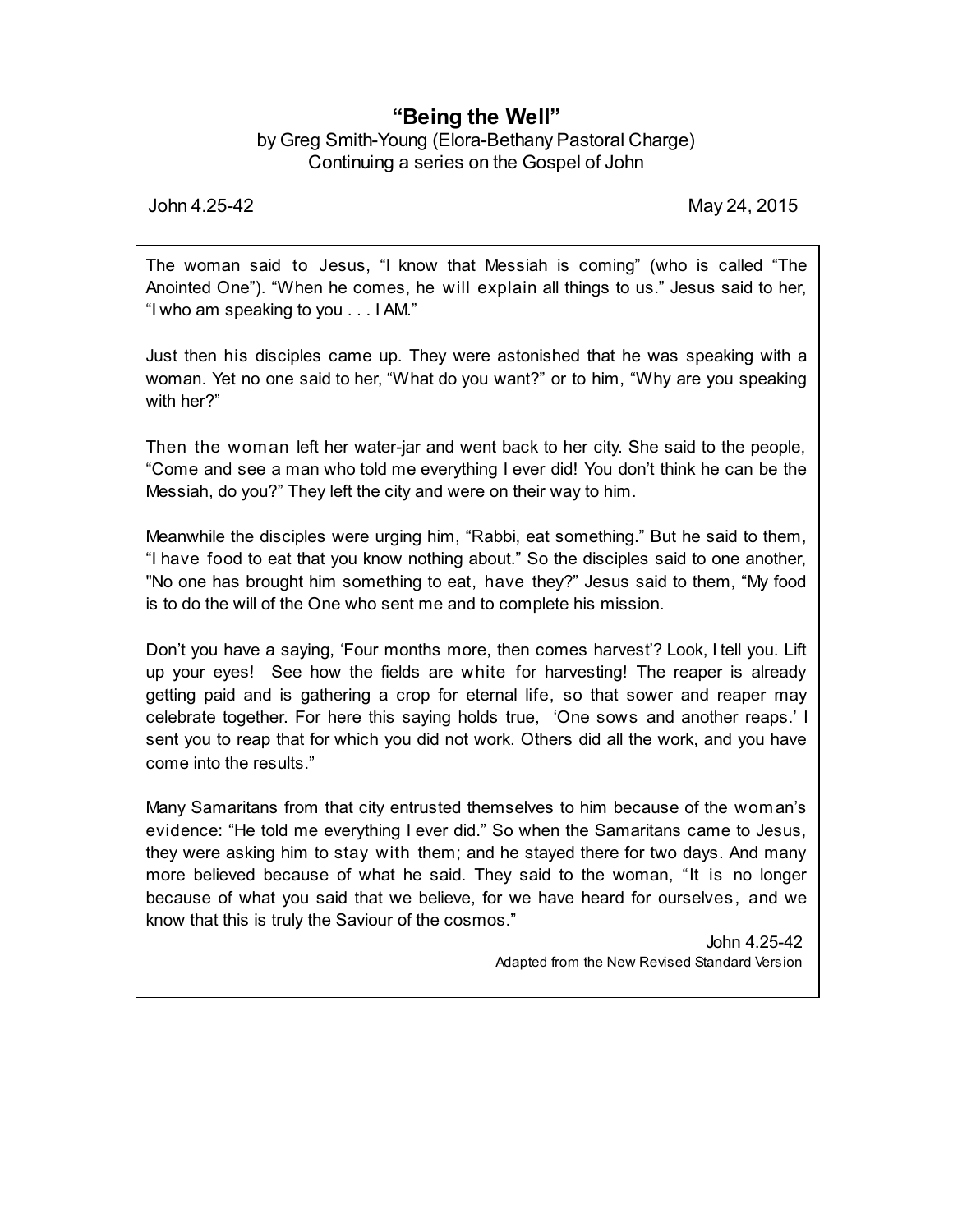# "Being the Well"

by Greg Smith-Young (Elora-Bethany Pastoral Charge)
Continuing a series on the Gospel of John

John 4.25-42 May 24, 2015

> The woman said to Jesus, "I know that Messiah is coming" (who is called "The Anointed One"). "When he comes, he will explain all things to us." Jesus said to her, "I who am speaking to you . . . I AM."
>
> Just then his disciples came up. They were astonished that he was speaking with a woman. Yet no one said to her, "What do you want?" or to him, "Why are you speaking with her?"
>
> Then the woman left her water-jar and went back to her city. She said to the people, "Come and see a man who told me everything I ever did! You don't think he can be the Messiah, do you?" They left the city and were on their way to him.
>
> Meanwhile the disciples were urging him, "Rabbi, eat something." But he said to them, "I have food to eat that you know nothing about." So the disciples said to one another, "No one has brought him something to eat, have they?" Jesus said to them, "My food is to do the will of the One who sent me and to complete his mission.
>
> Don't you have a saying, 'Four months more, then comes harvest'? Look, I tell you. Lift up your eyes! See how the fields are white for harvesting! The reaper is already getting paid and is gathering a crop for eternal life, so that sower and reaper may celebrate together. For here this saying holds true, 'One sows and another reaps.' I sent you to reap that for which you did not work. Others did all the work, and you have come into the results."
>
> Many Samaritans from that city entrusted themselves to him because of the woman's evidence: "He told me everything I ever did." So when the Samaritans came to Jesus, they were asking him to stay with them; and he stayed there for two days. And many more believed because of what he said. They said to the woman, "It is no longer because of what you said that we believe, for we have heard for ourselves, and we know that this is truly the Saviour of the cosmos."
>
> John 4.25-42
> Adapted from the New Revised Standard Version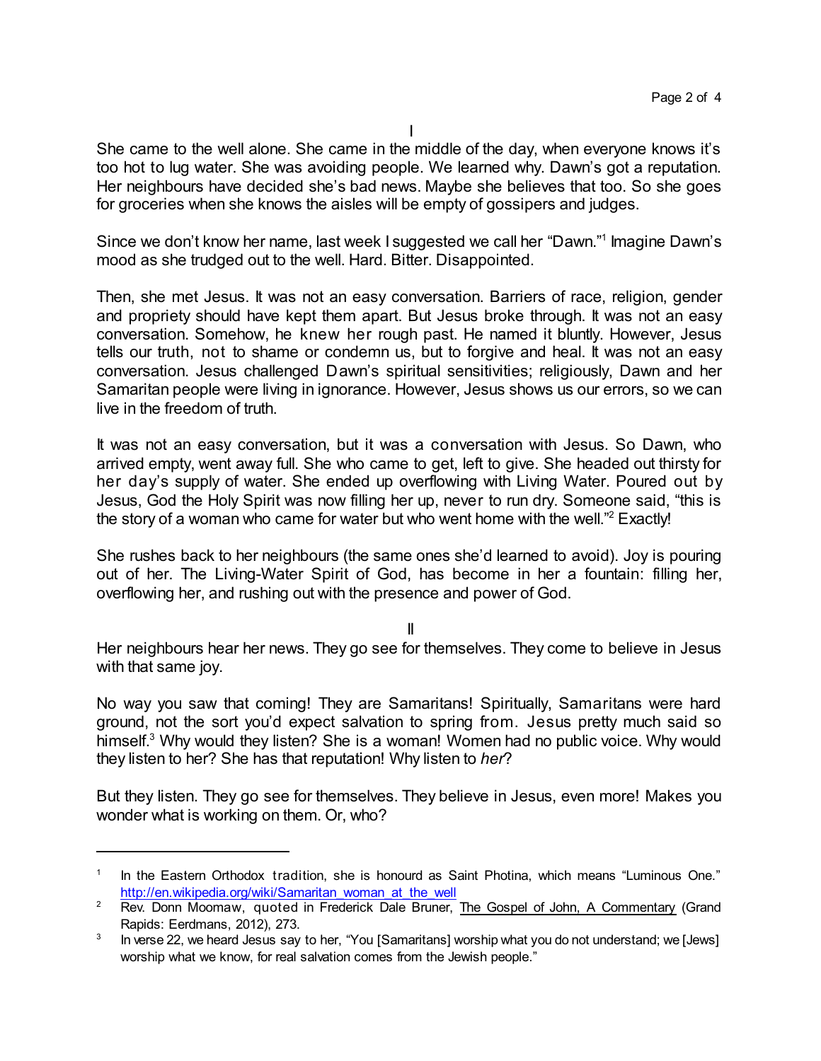I

She came to the well alone. She came in the middle of the day, when everyone knows it's too hot to lug water. She was avoiding people. We learned why. Dawn's got a reputation. Her neighbours have decided she's bad news. Maybe she believes that too. So she goes for groceries when she knows the aisles will be empty of gossipers and judges.

Since we don't know her name, last week I suggested we call her "Dawn."[1] Imagine Dawn's mood as she trudged out to the well. Hard. Bitter. Disappointed.

Then, she met Jesus. It was not an easy conversation. Barriers of race, religion, gender and propriety should have kept them apart. But Jesus broke through. It was not an easy conversation. Somehow, he knew her rough past. He named it bluntly. However, Jesus tells our truth, not to shame or condemn us, but to forgive and heal. It was not an easy conversation. Jesus challenged Dawn's spiritual sensitivities; religiously, Dawn and her Samaritan people were living in ignorance. However, Jesus shows us our errors, so we can live in the freedom of truth.

It was not an easy conversation, but it was a conversation with Jesus. So Dawn, who arrived empty, went away full. She who came to get, left to give. She headed out thirsty for her day's supply of water. She ended up overflowing with Living Water. Poured out by Jesus, God the Holy Spirit was now filling her up, never to run dry. Someone said, "this is the story of a woman who came for water but who went home with the well."[2] Exactly!

She rushes back to her neighbours (the same ones she'd learned to avoid). Joy is pouring out of her. The Living-Water Spirit of God, has become in her a fountain: filling her, overflowing her, and rushing out with the presence and power of God.

II

Her neighbours hear her news. They go see for themselves. They come to believe in Jesus with that same joy.

No way you saw that coming! They are Samaritans! Spiritually, Samaritans were hard ground, not the sort you'd expect salvation to spring from. Jesus pretty much said so himself.[3] Why would they listen? She is a woman! Women had no public voice. Why would they listen to her? She has that reputation! Why listen to *her*?

But they listen. They go see for themselves. They believe in Jesus, even more! Makes you wonder what is working on them. Or, who?

---

[1] In the Eastern Orthodox tradition, she is honoured as Saint Photina, which means "Luminous One." http://en.wikipedia.org/wiki/Samaritan_woman_at_the_well

[2] Rev. Donn Moomaw, quoted in Frederick Dale Bruner, The Gospel of John, A Commentary (Grand Rapids: Eerdmans, 2012), 273.

[3] In verse 22, we heard Jesus say to her, "You [Samaritans] worship what you do not understand; we [Jews] worship what we know, for real salvation comes from the Jewish people."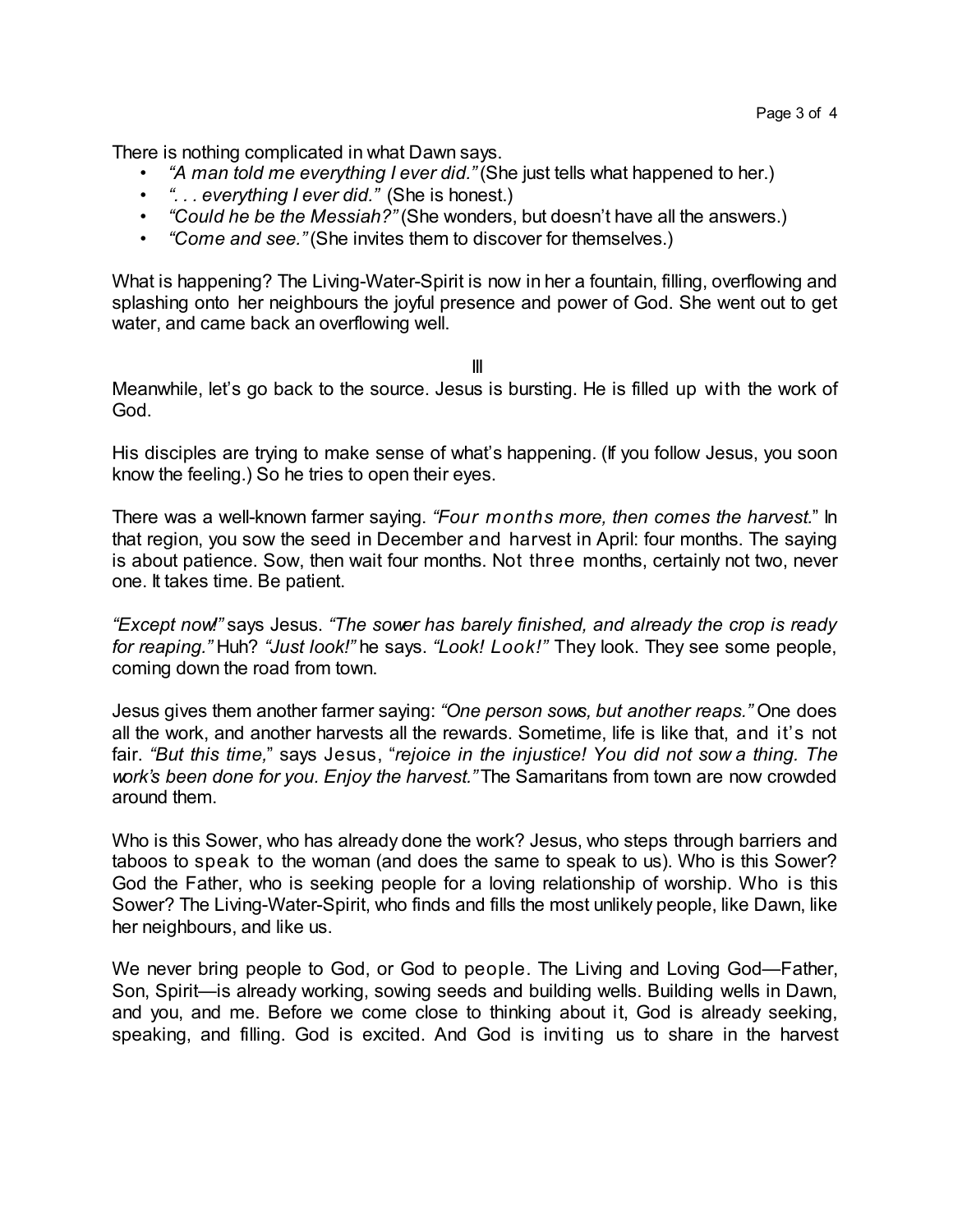There is nothing complicated in what Dawn says.

- *"A man told me everything I ever did."* (She just tells what happened to her.)
- *". . . everything I ever did."* (She is honest.)
- *"Could he be the Messiah?"* (She wonders, but doesn't have all the answers.)
- *"Come and see."* (She invites them to discover for themselves.)

What is happening? The Living-Water-Spirit is now in her a fountain, filling, overflowing and splashing onto her neighbours the joyful presence and power of God. She went out to get water, and came back an overflowing well.

III

Meanwhile, let's go back to the source. Jesus is bursting. He is filled up with the work of God.

His disciples are trying to make sense of what's happening. (If you follow Jesus, you soon know the feeling.) So he tries to open their eyes.

There was a well-known farmer saying. *"Four months more, then comes the harvest."* In that region, you sow the seed in December and harvest in April: four months. The saying is about patience. Sow, then wait four months. Not three months, certainly not two, never one. It takes time. Be patient.

*"Except now!"* says Jesus. *"The sower has barely finished, and already the crop is ready for reaping."* Huh? *"Just look!"* he says. *"Look! Look!"* They look. They see some people, coming down the road from town.

Jesus gives them another farmer saying: *"One person sows, but another reaps."* One does all the work, and another harvests all the rewards. Sometime, life is like that, and it's not fair. *"But this time,"* says Jesus, "*rejoice in the injustice! You did not sow a thing. The work's been done for you. Enjoy the harvest."* The Samaritans from town are now crowded around them.

Who is this Sower, who has already done the work? Jesus, who steps through barriers and taboos to speak to the woman (and does the same to speak to us). Who is this Sower? God the Father, who is seeking people for a loving relationship of worship. Who is this Sower? The Living-Water-Spirit, who finds and fills the most unlikely people, like Dawn, like her neighbours, and like us.

We never bring people to God, or God to people. The Living and Loving God—Father, Son, Spirit—is already working, sowing seeds and building wells. Building wells in Dawn, and you, and me. Before we come close to thinking about it, God is already seeking, speaking, and filling. God is excited. And God is inviting us to share in the harvest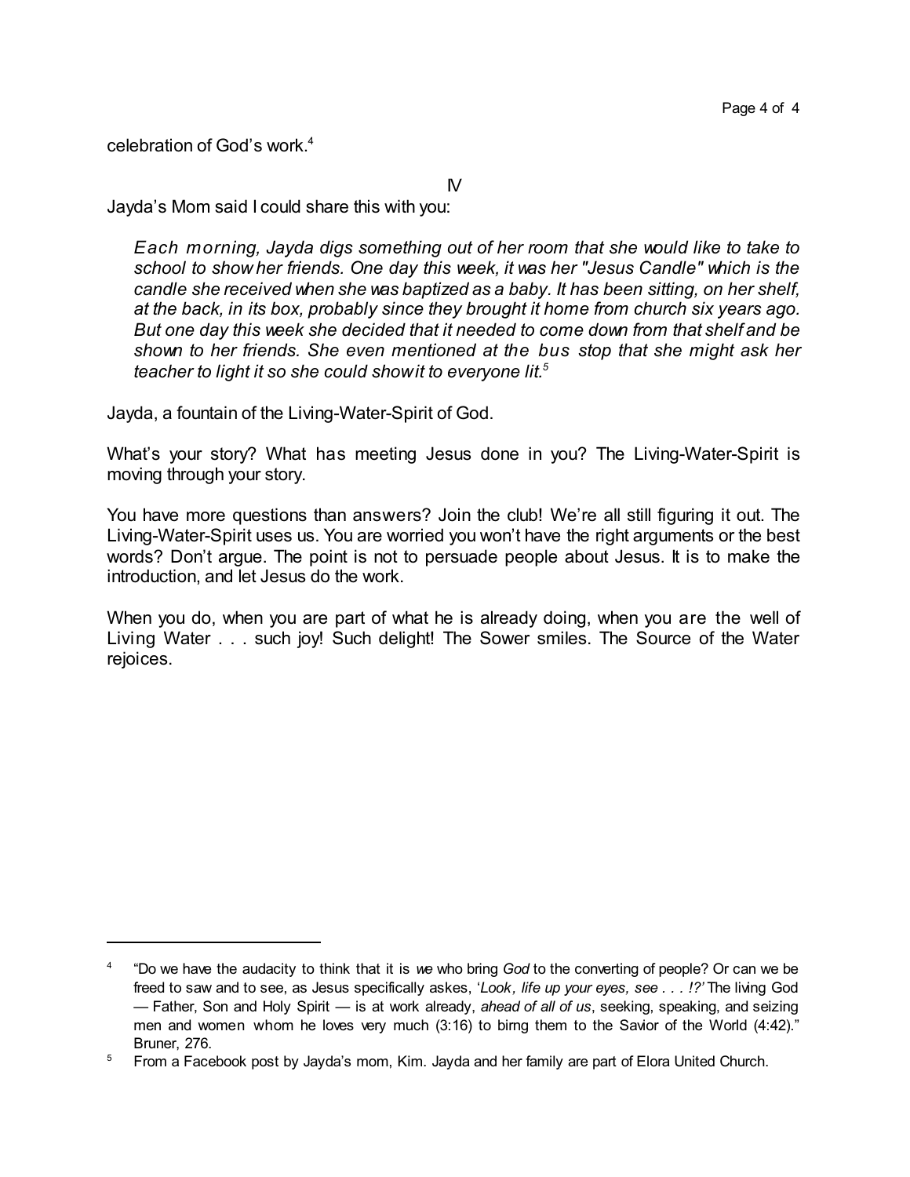celebration of God's work.[4]

IV

Jayda's Mom said I could share this with you:

> *Each morning, Jayda digs something out of her room that she would like to take to school to show her friends. One day this week, it was her "Jesus Candle" which is the candle she received when she was baptized as a baby. It has been sitting, on her shelf, at the back, in its box, probably since they brought it home from church six years ago. But one day this week she decided that it needed to come down from that shelf and be shown to her friends. She even mentioned at the bus stop that she might ask her teacher to light it so she could show it to everyone lit.*[5]

Jayda, a fountain of the Living-Water-Spirit of God.

What's your story? What has meeting Jesus done in you? The Living-Water-Spirit is moving through your story.

You have more questions than answers? Join the club! We're all still figuring it out. The Living-Water-Spirit uses us. You are worried you won't have the right arguments or the best words? Don't argue. The point is not to persuade people about Jesus. It is to make the introduction, and let Jesus do the work.

When you do, when you are part of what he is already doing, when you are the well of Living Water . . . such joy! Such delight! The Sower smiles. The Source of the Water rejoices.

---

[4] "Do we have the audacity to think that it is *we* who bring *God* to the converting of people? Or can we be freed to saw and to see, as Jesus specifically askes, '*Look, life up your eyes, see . . . !?'* The living God — Father, Son and Holy Spirit — is at work already, *ahead of all of us*, seeking, speaking, and seizing men and women whom he loves very much (3:16) to birng them to the Savior of the World (4:42)." Bruner, 276.

[5] From a Facebook post by Jayda's mom, Kim. Jayda and her family are part of Elora United Church.